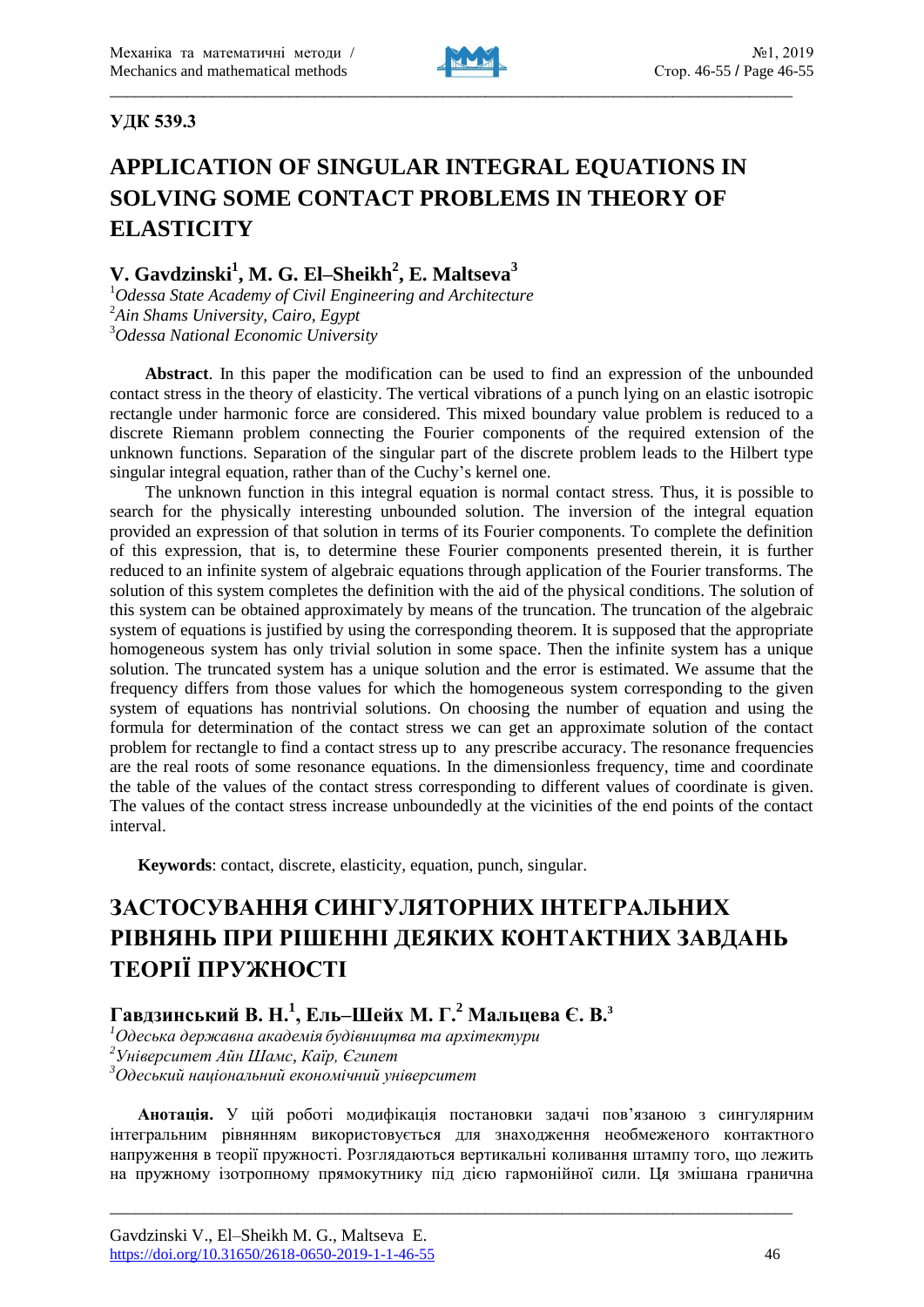**УДК 539.3**

# APPLICATION OF SINGULAR INTEGRAL EQUATIONS IN SOLVING SOME CONTACT PROBLEMS IN THEORY OF ELASTICITY

## V. Gavdzinski[1], M. G. El–Sheikh[2], E. Maltseva[3]

[1]*Odessa State Academy of Civil Engineering and Architecture*
[2]*Ain Shams University, Cairo, Egypt*
[3]*Odessa National Economic University*

**Abstract**. In this paper the modification can be used to find an expression of the unbounded contact stress in the theory of elasticity. The vertical vibrations of a punch lying on an elastic isotropic rectangle under harmonic force are considered. This mixed boundary value problem is reduced to a discrete Riemann problem connecting the Fourier components of the required extension of the unknown functions. Separation of the singular part of the discrete problem leads to the Hilbert type singular integral equation, rather than of the Cuchy's kernel one.

The unknown function in this integral equation is normal contact stress. Thus, it is possible to search for the physically interesting unbounded solution. The inversion of the integral equation provided an expression of that solution in terms of its Fourier components. To complete the definition of this expression, that is, to determine these Fourier components presented therein, it is further reduced to an infinite system of algebraic equations through application of the Fourier transforms. The solution of this system completes the definition with the aid of the physical conditions. The solution of this system can be obtained approximately by means of the truncation. The truncation of the algebraic system of equations is justified by using the corresponding theorem. It is supposed that the appropriate homogeneous system has only trivial solution in some space. Then the infinite system has a unique solution. The truncated system has a unique solution and the error is estimated. We assume that the frequency differs from those values for which the homogeneous system corresponding to the given system of equations has nontrivial solutions. On choosing the number of equation and using the formula for determination of the contact stress we can get an approximate solution of the contact problem for rectangle to find a contact stress up to any prescribe accuracy. The resonance frequencies are the real roots of some resonance equations. In the dimensionless frequency, time and coordinate the table of the values of the contact stress corresponding to different values of coordinate is given. The values of the contact stress increase unboundedly at the vicinities of the end points of the contact interval.

**Keywords**: contact, discrete, elasticity, equation, punch, singular.

# ЗАСТОСУВАННЯ СИНГУЛЯТОРНИХ ІНТЕГРАЛЬНИХ РІВНЯНЬ ПРИ РІШЕННІ ДЕЯКИХ КОНТАКТНИХ ЗАВДАНЬ ТЕОРІЇ ПРУЖНОСТІ

## Гавдзинський В. Н.[1], Ель–Шейх М. Г.[2] Мальцева Є. В.[3]

[1]*Одеська державна академія будівництва та архітектури*
[2]*Університет Айн Шамс, Каїр, Єгипет*
[3]*Одеський національний економічний університет*

**Анотація.** У цій роботі модифікація постановки задачі пов'язаною з сингулярним інтегральним рівнянням використовується для знаходження необмеженого контактного напруження в теорії пружності. Розглядаються вертикальні коливання штампу того, що лежить на пружному ізотропному прямокутнику під дією гармонійної сили. Ця змішана гранична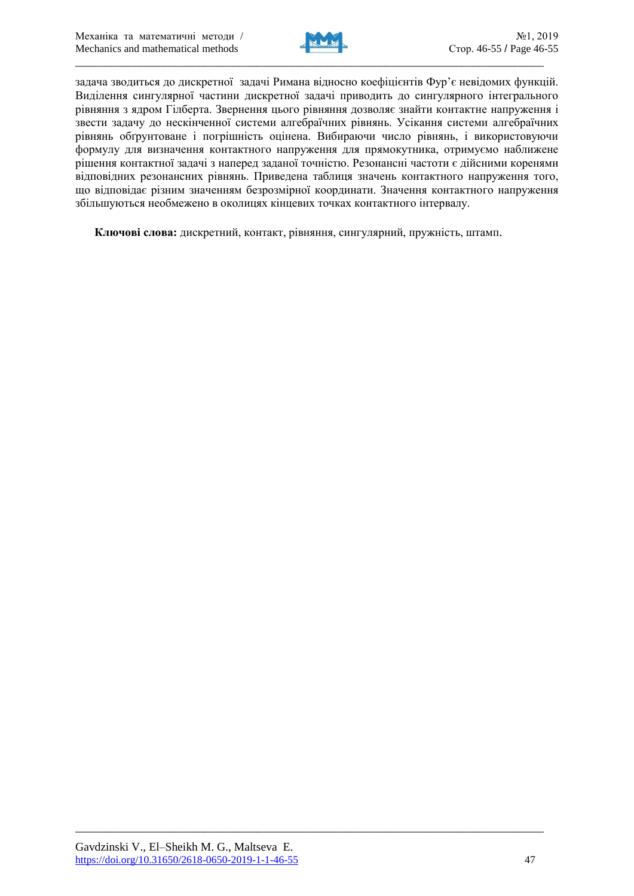задача зводиться до дискретної задачі Римана відносно коефіцієнтів Фур'є невідомих функцій. Виділення сингулярної частини дискретної задачі приводить до сингулярного інтегрального рівняння з ядром Гілберта. Звернення цього рівняння дозволяє знайти контактне напруження і звести задачу до нескінченної системи алгебраїчних рівнянь. Усікання системи алгебраїчних рівнянь обґрунтоване і погрішність оцінена. Вибираючи число рівнянь, і використовуючи формулу для визначення контактного напруження для прямокутника, отримуємо наближене рішення контактної задачі з наперед заданої точністю. Резонансні частоти є дійсними коренями відповідних резонансних рівнянь. Приведена таблиця значень контактного напруження того, що відповідає різним значенням безрозмірної координати. Значення контактного напруження збільшуються необмежено в околицях кінцевих точках контактного інтервалу.

**Ключові слова:** дискретний, контакт, рівняння, сингулярний, пружність, штамп.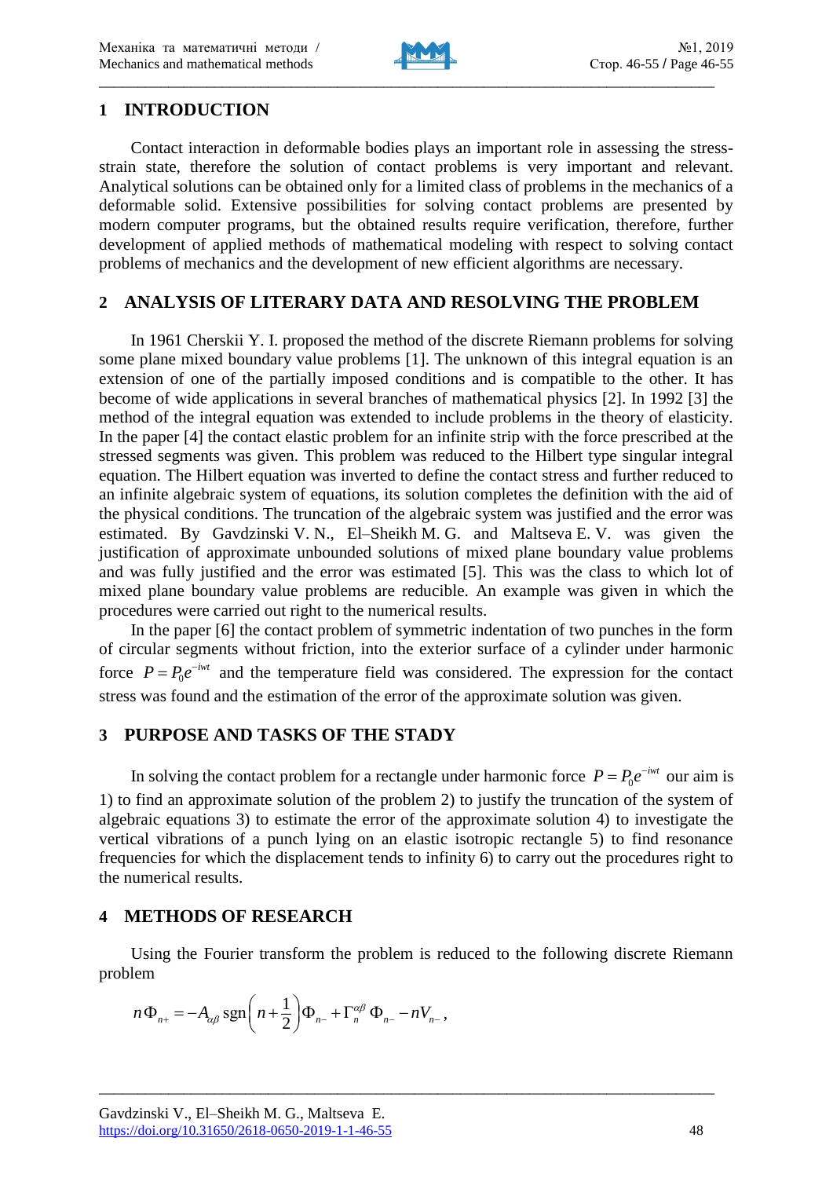## 1 INTRODUCTION

Contact interaction in deformable bodies plays an important role in assessing the stress-strain state, therefore the solution of contact problems is very important and relevant. Analytical solutions can be obtained only for a limited class of problems in the mechanics of a deformable solid. Extensive possibilities for solving contact problems are presented by modern computer programs, but the obtained results require verification, therefore, further development of applied methods of mathematical modeling with respect to solving contact problems of mechanics and the development of new efficient algorithms are necessary.

## 2 ANALYSIS OF LITERARY DATA AND RESOLVING THE PROBLEM

In 1961 Cherskii Y. I. proposed the method of the discrete Riemann problems for solving some plane mixed boundary value problems [1]. The unknown of this integral equation is an extension of one of the partially imposed conditions and is compatible to the other. It has become of wide applications in several branches of mathematical physics [2]. In 1992 [3] the method of the integral equation was extended to include problems in the theory of elasticity. In the paper [4] the contact elastic problem for an infinite strip with the force prescribed at the stressed segments was given. This problem was reduced to the Hilbert type singular integral equation. The Hilbert equation was inverted to define the contact stress and further reduced to an infinite algebraic system of equations, its solution completes the definition with the aid of the physical conditions. The truncation of the algebraic system was justified and the error was estimated. By Gavdzinski V. N., El–Sheikh M. G. and Maltseva E. V. was given the justification of approximate unbounded solutions of mixed plane boundary value problems and was fully justified and the error was estimated [5]. This was the class to which lot of mixed plane boundary value problems are reducible. An example was given in which the procedures were carried out right to the numerical results.

In the paper [6] the contact problem of symmetric indentation of two punches in the form of circular segments without friction, into the exterior surface of a cylinder under harmonic force $P = P_0 e^{-iwt}$ and the temperature field was considered. The expression for the contact stress was found and the estimation of the error of the approximate solution was given.

## 3 PURPOSE AND TASKS OF THE STADY

In solving the contact problem for a rectangle under harmonic force $P = P_0 e^{-iwt}$ our aim is 1) to find an approximate solution of the problem 2) to justify the truncation of the system of algebraic equations 3) to estimate the error of the approximate solution 4) to investigate the vertical vibrations of a punch lying on an elastic isotropic rectangle 5) to find resonance frequencies for which the displacement tends to infinity 6) to carry out the procedures right to the numerical results.

## 4 METHODS OF RESEARCH

Using the Fourier transform the problem is reduced to the following discrete Riemann problem

$$n\Phi_{n+} = -A_{\alpha\beta}\,\mathrm{sgn}\left(n+\frac{1}{2}\right)\Phi_{n-} + \Gamma_n^{\alpha\beta}\,\Phi_{n-} - nV_{n-},$$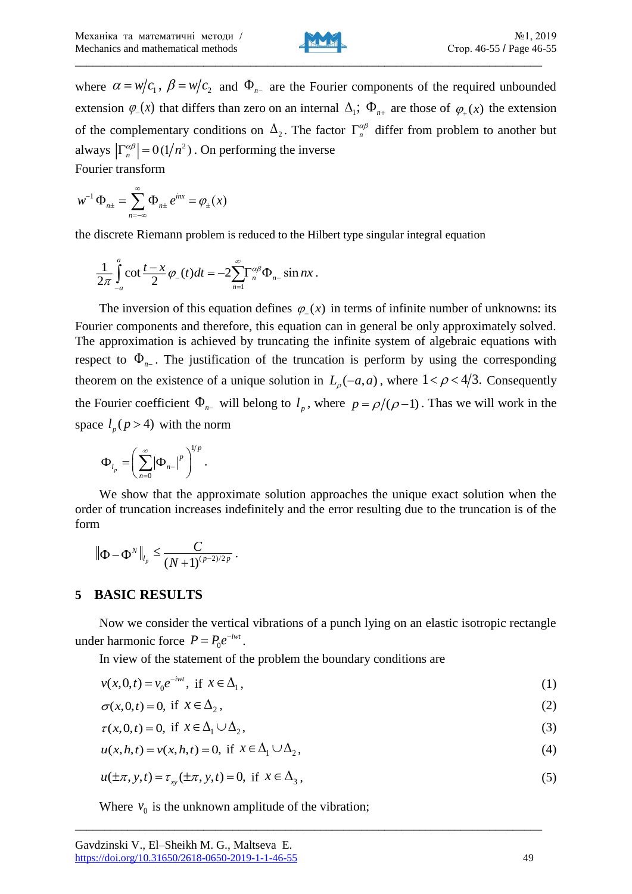where $\alpha = w/c_1$, $\beta = w/c_2$ and $\Phi_{n-}$ are the Fourier components of the required unbounded extension $\varphi_-(x)$ that differs than zero on an internal $\Delta_1$; $\Phi_{n+}$ are those of $\varphi_+(x)$ the extension of the complementary conditions on $\Delta_2$. The factor $\Gamma_n^{\alpha\beta}$ differ from problem to another but always $\left|\Gamma_n^{\alpha\beta}\right| = 0(1/n^2)$. On performing the inverse Fourier transform

$$w^{-1}\Phi_{n\pm} = \sum_{n=-\infty}^{\infty} \Phi_{n\pm} e^{inx} = \varphi_{\pm}(x)$$

the discrete Riemann problem is reduced to the Hilbert type singular integral equation

$$\frac{1}{2\pi}\int_{-a}^{a} \cot\frac{t-x}{2}\varphi_-(t)dt = -2\sum_{n=1}^{\infty}\Gamma_n^{\alpha\beta}\Phi_{n-}\sin nx.$$

The inversion of this equation defines $\varphi_-(x)$ in terms of infinite number of unknowns: its Fourier components and therefore, this equation can in general be only approximately solved. The approximation is achieved by truncating the infinite system of algebraic equations with respect to $\Phi_{n-}$. The justification of the truncation is perform by using the corresponding theorem on the existence of a unique solution in $L_\rho(-a,a)$, where $1<\rho<4/3$. Consequently the Fourier coefficient $\Phi_{n-}$ will belong to $l_p$, where $p=\rho/(\rho-1)$. Thas we will work in the space $l_p(p>4)$ with the norm

$$\Phi_{l_p} = \left(\sum_{n=0}^{\infty}\left|\Phi_{n-}\right|^p\right)^{1/p}.$$

We show that the approximate solution approaches the unique exact solution when the order of truncation increases indefinitely and the error resulting due to the truncation is of the form

$$\left\|\Phi - \Phi^N\right\|_{l_p} \le \frac{C}{(N+1)^{(p-2)/2p}}.$$

## 5 BASIC RESULTS

Now we consider the vertical vibrations of a punch lying on an elastic isotropic rectangle under harmonic force $P = P_0 e^{-iwt}$.

In view of the statement of the problem the boundary conditions are

$$v(x,0,t) = v_0 e^{-iwt}, \text{ if } x\in\Delta_1, \tag{1}$$

$$\sigma(x,0,t) = 0, \text{ if } x\in\Delta_2, \tag{2}$$

$$\tau(x,0,t) = 0, \text{ if } x\in\Delta_1\cup\Delta_2, \tag{3}$$

$$u(x,h,t) = v(x,h,t) = 0, \text{ if } x\in\Delta_1\cup\Delta_2, \tag{4}$$

$$u(\pm\pi,y,t) = \tau_{xy}(\pm\pi,y,t) = 0, \text{ if } x\in\Delta_3, \tag{5}$$

Where $v_0$ is the unknown amplitude of the vibration;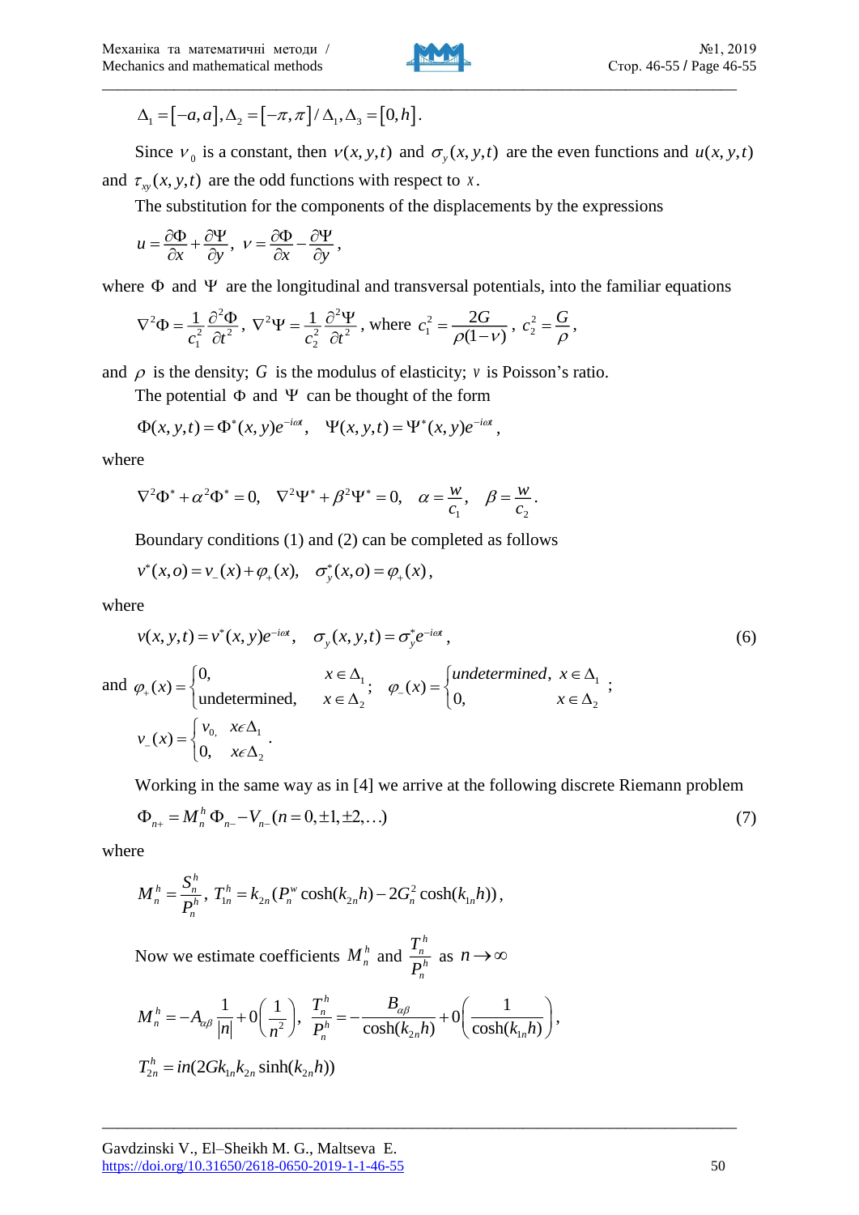$$\Delta_1 = [-a, a], \Delta_2 = [-\pi, \pi] / \Delta_1, \Delta_3 = [0, h].$$

Since $v_0$ is a constant, then $v(x,y,t)$ and $\sigma_y(x,y,t)$ are the even functions and $u(x,y,t)$ and $\tau_{xy}(x,y,t)$ are the odd functions with respect to $x$.

The substitution for the components of the displacements by the expressions

$$u = \frac{\partial \Phi}{\partial x} + \frac{\partial \Psi}{\partial y}, \quad v = \frac{\partial \Phi}{\partial x} - \frac{\partial \Psi}{\partial y},$$

where $\Phi$ and $\Psi$ are the longitudinal and transversal potentials, into the familiar equations

$$\nabla^2 \Phi = \frac{1}{c_1^2} \frac{\partial^2 \Phi}{\partial t^2}, \ \nabla^2 \Psi = \frac{1}{c_2^2} \frac{\partial^2 \Psi}{\partial t^2}, \text{ where } c_1^2 = \frac{2G}{\rho(1-\nu)}, \ c_2^2 = \frac{G}{\rho},$$

and $\rho$ is the density; $G$ is the modulus of elasticity; $\nu$ is Poisson's ratio.

The potential $\Phi$ and $\Psi$ can be thought of the form

$$\Phi(x,y,t) = \Phi^*(x,y)e^{-i\omega t}, \quad \Psi(x,y,t) = \Psi^*(x,y)e^{-i\omega t},$$

where

$$\nabla^2 \Phi^* + \alpha^2 \Phi^* = 0, \quad \nabla^2 \Psi^* + \beta^2 \Psi^* = 0, \quad \alpha = \frac{w}{c_1}, \quad \beta = \frac{w}{c_2}.$$

Boundary conditions (1) and (2) can be completed as follows

$$v^*(x,o) = v_-(x) + \varphi_+(x), \quad \sigma_y^*(x,o) = \varphi_+(x),$$

where

$$v(x,y,t) = v^*(x,y)e^{-i\omega t}, \quad \sigma_y(x,y,t) = \sigma_y^* e^{-i\omega t}, \tag{6}$$

and $\varphi_+(x) = \begin{cases} 0, & x \in \Delta_1 \\ \text{undetermined}, & x \in \Delta_2 \end{cases}$; $\varphi_-(x) = \begin{cases} \text{undetermined}, & x \in \Delta_1 \\ 0, & x \in \Delta_2 \end{cases}$;

$$v_-(x) = \begin{cases} v_0, & x \in \Delta_1 \\ 0, & x \in \Delta_2 \end{cases}.$$

Working in the same way as in [4] we arrive at the following discrete Riemann problem

$$\Phi_{n+} = M_n^h \Phi_{n-} - V_{n-} (n = 0, \pm 1, \pm 2, \ldots) \tag{7}$$

where

$$M_n^h = \frac{S_n^h}{P_n^h}, \ T_{1n}^h = k_{2n}(P_n^w \cosh(k_{2n}h) - 2G_n^2 \cosh(k_{1n}h)),$$

Now we estimate coefficients $M_n^h$ and $\dfrac{T_n^h}{P_n^h}$ as $n \to \infty$

$$M_n^h = -A_{\alpha\beta} \frac{1}{|n|} + 0\left(\frac{1}{n^2}\right), \ \frac{T_n^h}{P_n^h} = -\frac{B_{\alpha\beta}}{\cosh(k_{2n}h)} + 0\left(\frac{1}{\cosh(k_{1n}h)}\right),$$

$$T_{2n}^h = in(2Gk_{1n}k_{2n}\sinh(k_{2n}h))$$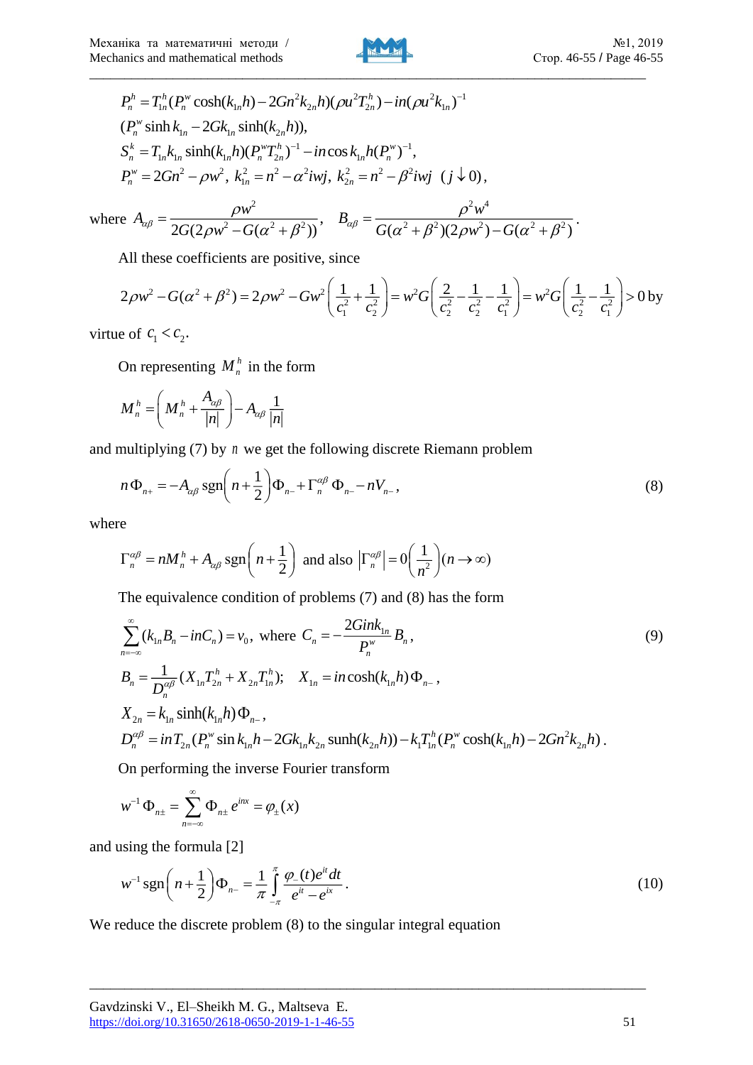$$P_n^h = T_{1n}^h(P_n^w \cosh(k_{1n}h) - 2Gn^2 k_{2n} h)(\rho u^2 T_{2n}^h) - in(\rho u^2 k_{1n})^{-1}$$

$$(P_n^w \sinh k_{1n} - 2Gk_{1n}\sinh(k_{2n}h)),$$

$$S_n^k = T_{1n} k_{1n}\sinh(k_{1n}h)(P_n^w T_{2n}^h)^{-1} - in\cos k_{1n} h (P_n^w)^{-1},$$

$$P_n^w = 2Gn^2 - \rho w^2,\ k_{1n}^2 = n^2 - \alpha^2 iwj,\ k_{2n}^2 = n^2 - \beta^2 iwj\ \ (j \downarrow 0),$$

where $A_{\alpha\beta} = \dfrac{\rho w^2}{2G(2\rho w^2 - G(\alpha^2+\beta^2))}$, $\quad B_{\alpha\beta} = \dfrac{\rho^2 w^4}{G(\alpha^2+\beta^2)(2\rho w^2) - G(\alpha^2+\beta^2)}$.

All these coefficients are positive, since

$$2\rho w^2 - G(\alpha^2+\beta^2) = 2\rho w^2 - Gw^2\left(\frac{1}{c_1^2}+\frac{1}{c_2^2}\right) = w^2 G\left(\frac{2}{c_2^2}-\frac{1}{c_2^2}-\frac{1}{c_1^2}\right) = w^2 G\left(\frac{1}{c_2^2}-\frac{1}{c_1^2}\right) > 0 \text{ by}$$

virtue of $c_1 < c_2$.

On representing $M_n^h$ in the form

$$M_n^h = \left(M_n^h + \frac{A_{\alpha\beta}}{|n|}\right) - A_{\alpha\beta}\frac{1}{|n|}$$

and multiplying (7) by $n$ we get the following discrete Riemann problem

$$n\Phi_{n+} = -A_{\alpha\beta}\operatorname{sgn}\left(n+\frac{1}{2}\right)\Phi_{n-} + \Gamma_n^{\alpha\beta}\Phi_{n-} - nV_{n-}, \tag{8}$$

where

$$\Gamma_n^{\alpha\beta} = nM_n^h + A_{\alpha\beta}\operatorname{sgn}\left(n+\frac{1}{2}\right) \text{ and also } \left|\Gamma_n^{\alpha\beta}\right| = 0\left(\frac{1}{n^2}\right)(n\to\infty)$$

The equivalence condition of problems (7) and (8) has the form

$$\sum_{n=-\infty}^{\infty}(k_{1n}B_n - inC_n) = v_0, \text{ where } C_n = -\frac{2Gink_{1n}}{P_n^w}B_n, \tag{9}$$

$$B_n = \frac{1}{D_n^{\alpha\beta}}(X_{1n}T_{2n}^h + X_{2n}T_{1n}^h);\quad X_{1n} = in\cosh(k_{1n}h)\Phi_{n-},$$

$$X_{2n} = k_{1n}\sinh(k_{1n}h)\Phi_{n-},$$

$$D_n^{\alpha\beta} = inT_{2n}(P_n^w \sin k_{1n}h - 2Gk_{1n}k_{2n}\operatorname{sunh}(k_{2n}h)) - k_1 T_{1n}^h(P_n^w\cosh(k_{1n}h) - 2Gn^2 k_{2n}h).$$

On performing the inverse Fourier transform

$$w^{-1}\Phi_{n\pm} = \sum_{n=-\infty}^{\infty}\Phi_{n\pm}e^{inx} = \varphi_{\pm}(x)$$

and using the formula [2]

$$w^{-1}\operatorname{sgn}\left(n+\frac{1}{2}\right)\Phi_{n-} = \frac{1}{\pi}\int_{-\pi}^{\pi}\frac{\varphi_-(t)e^{it}dt}{e^{it}-e^{ix}}. \tag{10}$$

We reduce the discrete problem (8) to the singular integral equation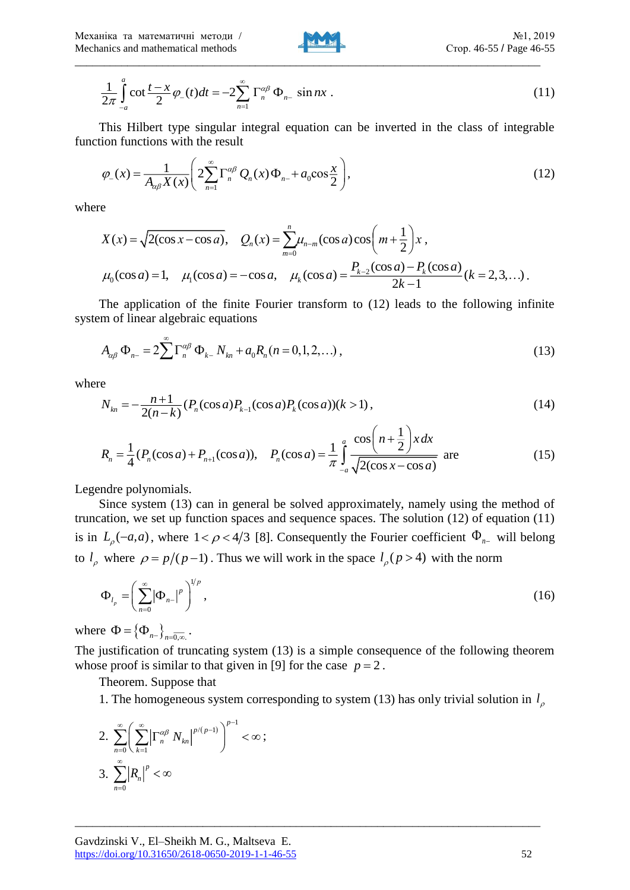$$\frac{1}{2\pi}\int_{-a}^{a}\cot\frac{t-x}{2}\varphi_{-}(t)dt=-2\sum_{n=1}^{\infty}\Gamma_{n}^{\alpha\beta}\Phi_{n-}\sin nx\,. \tag{11}$$

This Hilbert type singular integral equation can be inverted in the class of integrable function functions with the result

$$\varphi_{-}(x)=\frac{1}{A_{\alpha\beta}X(x)}\left(2\sum_{n=1}^{\infty}\Gamma_{n}^{\alpha\beta}Q_{n}(x)\Phi_{n-}+a_{0}\cos\frac{x}{2}\right), \tag{12}$$

where

$$X(x)=\sqrt{2(\cos x-\cos a)},\quad Q_{n}(x)=\sum_{m=0}^{n}\mu_{n-m}(\cos a)\cos\left(m+\frac{1}{2}\right)x\,,$$

$$\mu_{0}(\cos a)=1,\quad \mu_{1}(\cos a)=-\cos a,\quad \mu_{k}(\cos a)=\frac{P_{k-2}(\cos a)-P_{k}(\cos a)}{2k-1}(k=2,3,\ldots)\,.$$

The application of the finite Fourier transform to (12) leads to the following infinite system of linear algebraic equations

$$A_{\alpha\beta}\Phi_{n-}=2\sum^{\infty}\Gamma_{n}^{\alpha\beta}\Phi_{k-}N_{kn}+a_{0}R_{n}\,(n=0,1,2,\ldots)\,, \tag{13}$$

where

$$N_{kn}=-\frac{n+1}{2(n-k)}(P_{n}(\cos a)P_{k-1}(\cos a)P_{k}(\cos a))(k>1)\,, \tag{14}$$

$$R_{n}=\frac{1}{4}(P_{n}(\cos a)+P_{n+1}(\cos a)),\quad P_{n}(\cos a)=\frac{1}{\pi}\int_{-a}^{a}\frac{\cos\left(n+\frac{1}{2}\right)x\,dx}{\sqrt{2(\cos x-\cos a)}} \text{ are} \tag{15}$$

Legendre polynomials.

Since system (13) can in general be solved approximately, namely using the method of truncation, we set up function spaces and sequence spaces. The solution (12) of equation (11) is in $L_{\rho}(-a,a)$, where $1<\rho<4/3$ [8]. Consequently the Fourier coefficient $\Phi_{n-}$ will belong to $l_{\rho}$ where $\rho=p/(p-1)$. Thus we will work in the space $l_{\rho}(p>4)$ with the norm

$$\Phi_{l_{p}}=\left(\sum_{n=0}^{\infty}|\Phi_{n-}|^{p}\right)^{1/p}, \tag{16}$$

where $\Phi=\{\Phi_{n-}\}_{n=\overline{0,\infty}}$.

The justification of truncating system (13) is a simple consequence of the following theorem whose proof is similar to that given in [9] for the case $p=2$.

Theorem. Suppose that

1. The homogeneous system corresponding to system (13) has only trivial solution in $l_{\rho}$

2. $\sum_{n=0}^{\infty}\left(\sum_{k=1}^{\infty}\left|\Gamma_{n}^{\alpha\beta}N_{kn}\right|^{p/(p-1)}\right)^{p-1}<\infty$;

3. $\sum_{n=0}^{\infty}|R_{n}|^{p}<\infty$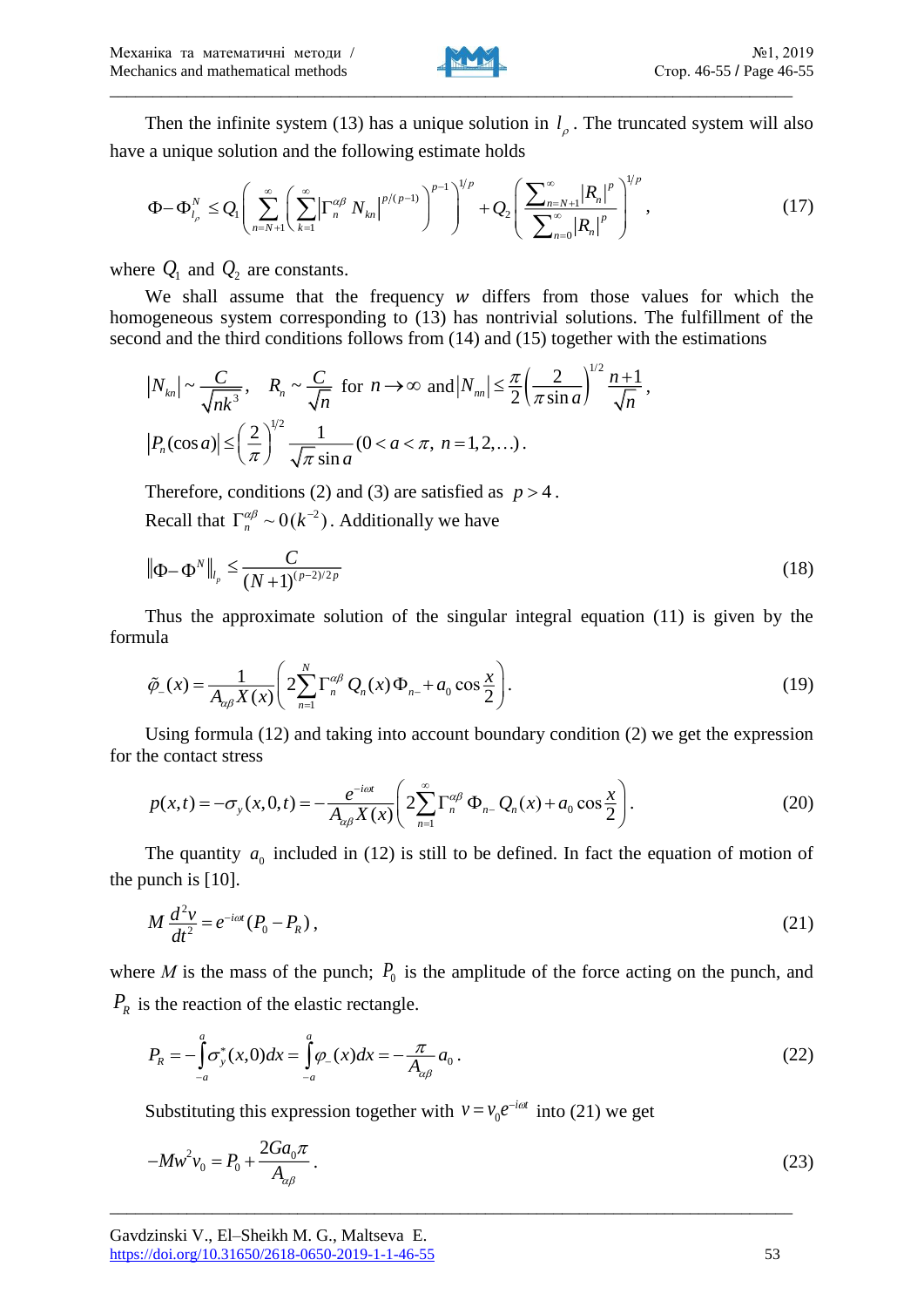Then the infinite system (13) has a unique solution in $l_\rho$. The truncated system will also have a unique solution and the following estimate holds

$$\Phi - \Phi^N_{l_\rho} \le Q_1 \left( \sum_{n=N+1}^{\infty} \left( \sum_{k=1}^{\infty} \left| \Gamma_n^{\alpha\beta} N_{kn} \right|^{p/(p-1)} \right)^{p-1} \right)^{1/p} + Q_2 \left( \frac{\sum_{n=N+1}^{\infty} |R_n|^p}{\sum_{n=0}^{\infty} |R_n|^p} \right)^{1/p}, \tag{17}$$

where $Q_1$ and $Q_2$ are constants.

We shall assume that the frequency $w$ differs from those values for which the homogeneous system corresponding to (13) has nontrivial solutions. The fulfillment of the second and the third conditions follows from (14) and (15) together with the estimations

$$|N_{kn}| \sim \frac{C}{\sqrt{nk^3}}, \quad R_n \sim \frac{C}{\sqrt{n}} \text{ for } n \to \infty \text{ and } |N_{nn}| \le \frac{\pi}{2} \left( \frac{2}{\pi \sin a} \right)^{1/2} \frac{n+1}{\sqrt{n}},$$

$$|P_n(\cos a)| \le \left( \frac{2}{\pi} \right)^{1/2} \frac{1}{\sqrt{\pi} \sin a} (0 < a < \pi, \ n = 1, 2, \ldots).$$

Therefore, conditions (2) and (3) are satisfied as $p > 4$.

Recall that $\Gamma_n^{\alpha\beta} \sim 0(k^{-2})$. Additionally we have

$$\|\Phi - \Phi^N\|_{l_p} \le \frac{C}{(N+1)^{(p-2)/2p}} \tag{18}$$

Thus the approximate solution of the singular integral equation (11) is given by the formula

$$\tilde{\varphi}_-(x) = \frac{1}{A_{\alpha\beta} X(x)} \left( 2 \sum_{n=1}^{N} \Gamma_n^{\alpha\beta} Q_n(x) \Phi_{n-} + a_0 \cos \frac{x}{2} \right). \tag{19}$$

Using formula (12) and taking into account boundary condition (2) we get the expression for the contact stress

$$p(x,t) = -\sigma_y(x,0,t) = -\frac{e^{-i\omega t}}{A_{\alpha\beta} X(x)} \left( 2 \sum_{n=1}^{\infty} \Gamma_n^{\alpha\beta} \Phi_{n-} Q_n(x) + a_0 \cos \frac{x}{2} \right). \tag{20}$$

The quantity $a_0$ included in (12) is still to be defined. In fact the equation of motion of the punch is [10].

$$M \frac{d^2 v}{dt^2} = e^{-i\omega t} (P_0 - P_R), \tag{21}$$

where $M$ is the mass of the punch; $P_0$ is the amplitude of the force acting on the punch, and $P_R$ is the reaction of the elastic rectangle.

$$P_R = -\int_{-a}^{a} \sigma_y^*(x,0) dx = \int_{-a}^{a} \varphi_-(x) dx = -\frac{\pi}{A_{\alpha\beta}} a_0. \tag{22}$$

Substituting this expression together with $v = v_0 e^{-i\omega t}$ into (21) we get

$$-M w^2 v_0 = P_0 + \frac{2G a_0 \pi}{A_{\alpha\beta}}. \tag{23}$$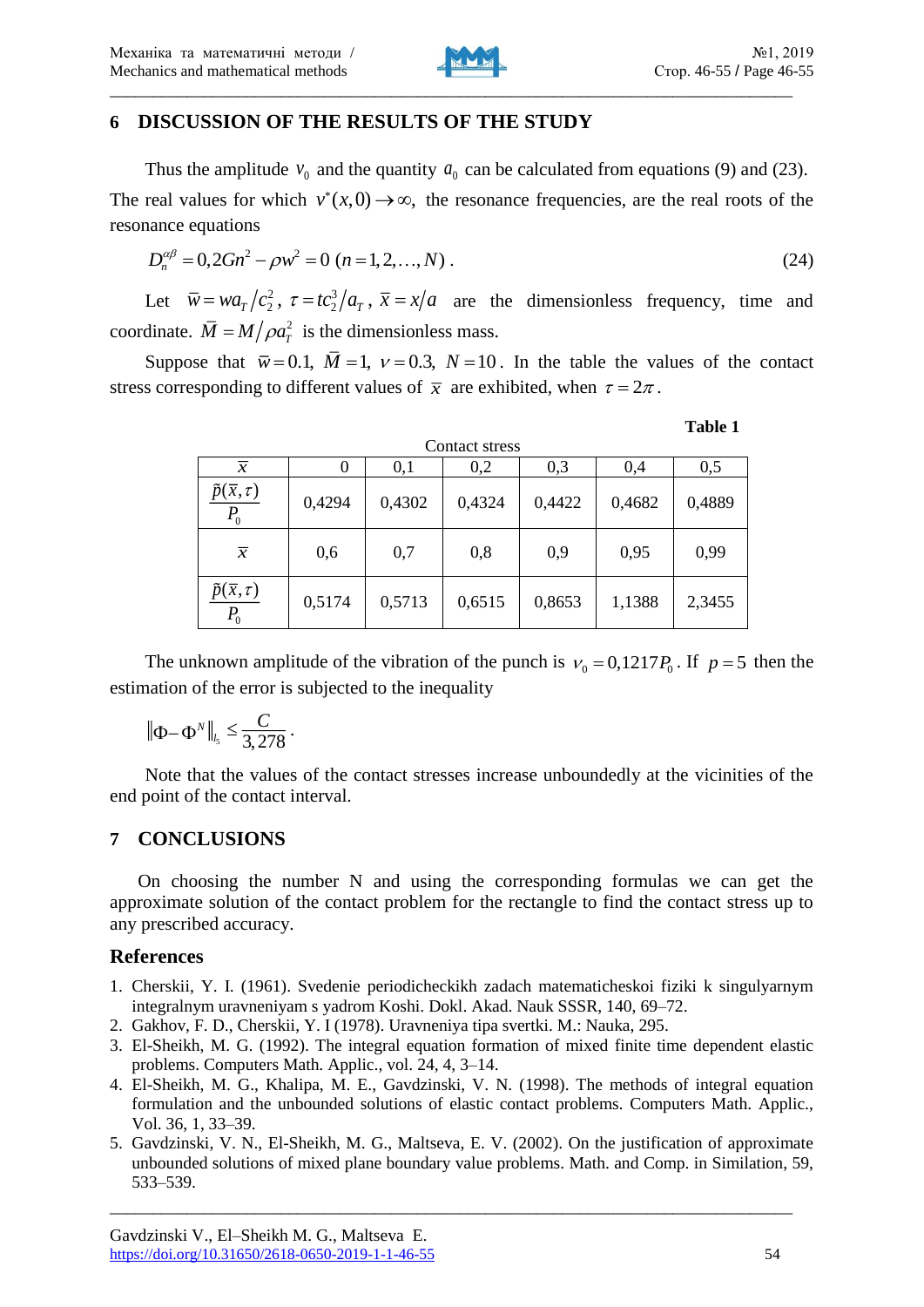## 6 DISCUSSION OF THE RESULTS OF THE STUDY

Thus the amplitude $v_0$ and the quantity $a_0$ can be calculated from equations (9) and (23). The real values for which $v^*(x,0) \to \infty$, the resonance frequencies, are the real roots of the resonance equations

$$D_n^{\alpha\beta} = 0{,}2Gn^2 - \rho w^2 = 0 \ (n = 1, 2, \ldots, N)\,. \tag{24}$$

Let $\bar{w} = wa_T / c_2^2$, $\tau = tc_2^3 / a_T$, $\bar{x} = x / a$ are the dimensionless frequency, time and coordinate. $\bar{M} = M / \rho a_T^2$ is the dimensionless mass.

Suppose that $\bar{w} = 0.1$, $\bar{M} = 1$, $\nu = 0.3$, $N = 10$. In the table the values of the contact stress corresponding to different values of $\bar{x}$ are exhibited, when $\tau = 2\pi$.

**Table 1**

Contact stress

| $\bar{x}$ | 0 | 0,1 | 0,2 | 0,3 | 0,4 | 0,5 |
|---|---|---|---|---|---|---|
| $\frac{\tilde{p}(\bar{x},\tau)}{P_0}$ | 0,4294 | 0,4302 | 0,4324 | 0,4422 | 0,4682 | 0,4889 |
| $\bar{x}$ | 0,6 | 0,7 | 0,8 | 0,9 | 0,95 | 0,99 |
| $\frac{\tilde{p}(\bar{x},\tau)}{P_0}$ | 0,5174 | 0,5713 | 0,6515 | 0,8653 | 1,1388 | 2,3455 |

The unknown amplitude of the vibration of the punch is $v_0 = 0{,}1217 P_0$. If $p = 5$ then the estimation of the error is subjected to the inequality

$$\left\| \Phi - \Phi^N \right\|_{l_5} \leq \frac{C}{3{,}278}\,.$$

Note that the values of the contact stresses increase unboundedly at the vicinities of the end point of the contact interval.

## 7 CONCLUSIONS

On choosing the number N and using the corresponding formulas we can get the approximate solution of the contact problem for the rectangle to find the contact stress up to any prescribed accuracy.

### References

1. Cherskii, Y. I. (1961). Svedenie periodicheckikh zadach matematicheskoi fiziki k singulyarnym integralnym uravneniyam s yadrom Koshi. Dokl. Akad. Nauk SSSR, 140, 69–72.
2. Gakhov, F. D., Cherskii, Y. I (1978). Uravneniya tipa svertki. M.: Nauka, 295.
3. El-Sheikh, M. G. (1992). The integral equation formation of mixed finite time dependent elastic problems. Computers Math. Applic., vol. 24, 4, 3–14.
4. El-Sheikh, M. G., Khalipa, M. E., Gavdzinski, V. N. (1998). The methods of integral equation formulation and the unbounded solutions of elastic contact problems. Computers Math. Applic., Vol. 36, 1, 33–39.
5. Gavdzinski, V. N., El-Sheikh, M. G., Maltseva, E. V. (2002). On the justification of approximate unbounded solutions of mixed plane boundary value problems. Math. and Comp. in Similation, 59, 533–539.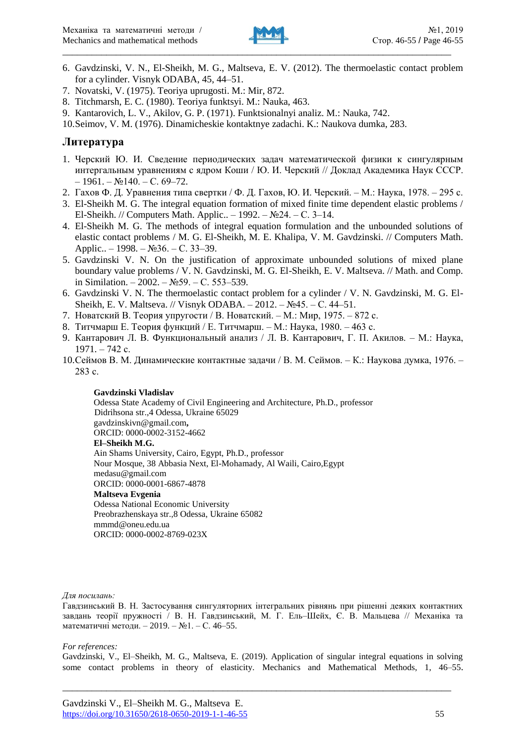6. Gavdzinski, V. N., El-Sheikh, M. G., Maltseva, E. V. (2012). The thermoelastic contact problem for a cylinder. Visnyk ODABA, 45, 44–51.
7. Novatski, V. (1975). Teoriya uprugosti. M.: Mir, 872.
8. Titchmarsh, E. C. (1980). Teoriya funktsyi. M.: Nauka, 463.
9. Kantarovich, L. V., Akilov, G. P. (1971). Funktsionalnyi analiz. M.: Nauka, 742.
10. Seimov, V. M. (1976). Dinamicheskie kontaktnye zadachi. K.: Naukova dumka, 283.

## Литература

1. Черский Ю. И. Сведение периодических задач математической физики к сингулярным интергальным уравнениям с ядром Коши / Ю. И. Черский // Доклад Академика Наук СССР. – 1961. – №140. – С. 69–72.
2. Гахов Ф. Д. Уравнения типа свертки / Ф. Д. Гахов, Ю. И. Черский. – М.: Наука, 1978. – 295 с.
3. El-Sheikh M. G. The integral equation formation of mixed finite time dependent elastic problems / El-Sheikh. // Computers Math. Applic.. – 1992. – №24. – С. 3–14.
4. El-Sheikh M. G. The methods of integral equation formulation and the unbounded solutions of elastic contact problems / M. G. El-Sheikh, M. E. Khalipa, V. M. Gavdzinski. // Computers Math. Applic.. – 1998. – №36. – С. 33–39.
5. Gavdzinski V. N. On the justification of approximate unbounded solutions of mixed plane boundary value problems / V. N. Gavdzinski, M. G. El-Sheikh, E. V. Maltseva. // Math. and Comp. in Similation. – 2002. – №59. – С. 553–539.
6. Gavdzinski V. N. The thermoelastic contact problem for a cylinder / V. N. Gavdzinski, M. G. El-Sheikh, E. V. Maltseva. // Visnyk ODABA. – 2012. – №45. – С. 44–51.
7. Новатский В. Теория упругости / В. Новатский. – М.: Мир, 1975. – 872 с.
8. Титчмарш Е. Теория функций / Е. Титчмарш. – М.: Наука, 1980. – 463 с.
9. Кантарович Л. В. Функциональный анализ / Л. В. Кантарович, Г. П. Акилов. – М.: Наука, 1971. – 742 с.
10. Сеймов В. М. Динамические контактные задачи / В. М. Сеймов. – К.: Наукова думка, 1976. – 283 с.

**Gavdzinski Vladislav**
Odessa State Academy of Civil Engineering and Architecture, Ph.D., professor
Didrihsona str.,4 Odessa, Ukraine 65029
gavdzinskivn@gmail.com**,**
ORCID: 0000-0002-3152-4662

**El–Sheikh M.G.**
Ain Shams University, Cairo, Egypt, Ph.D., professor
Nour Mosque, 38 Abbasia Next, El-Mohamady, Al Waili, Cairo,Egypt
medasu@gmail.com
ORCID: 0000-0001-6867-4878

**Maltseva Evgenia**
Odessa National Economic University
Preobrazhenskaya str.,8 Odessa, Ukraine 65082
mmmd@oneu.edu.ua
ORCID: 0000-0002-8769-023X

*Для посилань:*
Гавдзинський В. Н. Застосування сингуляторних інтегральних рівнянь при рішенні деяких контактних завдань теорії пружності / В. Н. Гавдзинський, М. Г. Ель–Шейх, Є. В. Мальцева // Механіка та математичні методи. – 2019. – №1. – С. 46–55.

*For references:*
Gavdzinski, V., El–Sheikh, M. G., Maltseva, E. (2019). Application of singular integral equations in solving some contact problems in theory of elasticity. Mechanics and Mathematical Methods, 1, 46–55.

Gavdzinski V., El–Sheikh M. G., Maltseva E.
https://doi.org/10.31650/2618-0650-2019-1-1-46-55